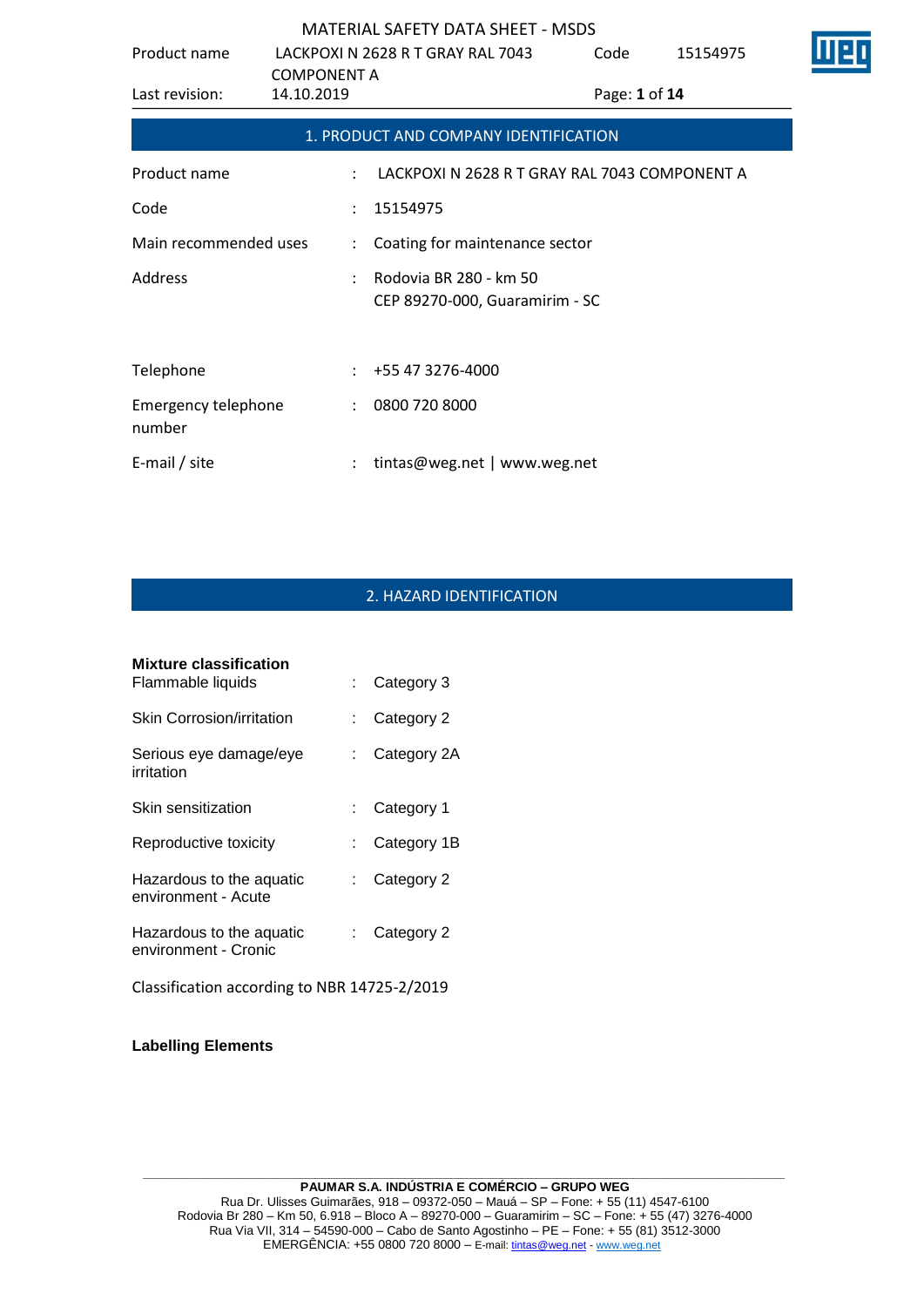## 1. PRODUCT AND COMPANY IDENTIFICATION

| | | |
|---|---|---|
| Product name | : | LACKPOXI N 2628 R T GRAY RAL 7043 COMPONENT A |
| Code | : | 15154975 |
| Main recommended uses | : | Coating for maintenance sector |
| Address | : | Rodovia BR 280 - km 50<br>CEP 89270-000, Guaramirim - SC |
| Telephone | : | +55 47 3276-4000 |
| Emergency telephone number | : | 0800 720 8000 |
| E-mail / site | : | tintas@weg.net \| www.weg.net |

## 2. HAZARD IDENTIFICATION

**Mixture classification**

| | | |
|---|---|---|
| Flammable liquids | : | Category 3 |
| Skin Corrosion/irritation | : | Category 2 |
| Serious eye damage/eye irritation | : | Category 2A |
| Skin sensitization | : | Category 1 |
| Reproductive toxicity | : | Category 1B |
| Hazardous to the aquatic environment - Acute | : | Category 2 |
| Hazardous to the aquatic environment - Cronic | : | Category 2 |

Classification according to NBR 14725-2/2019

**Labelling Elements**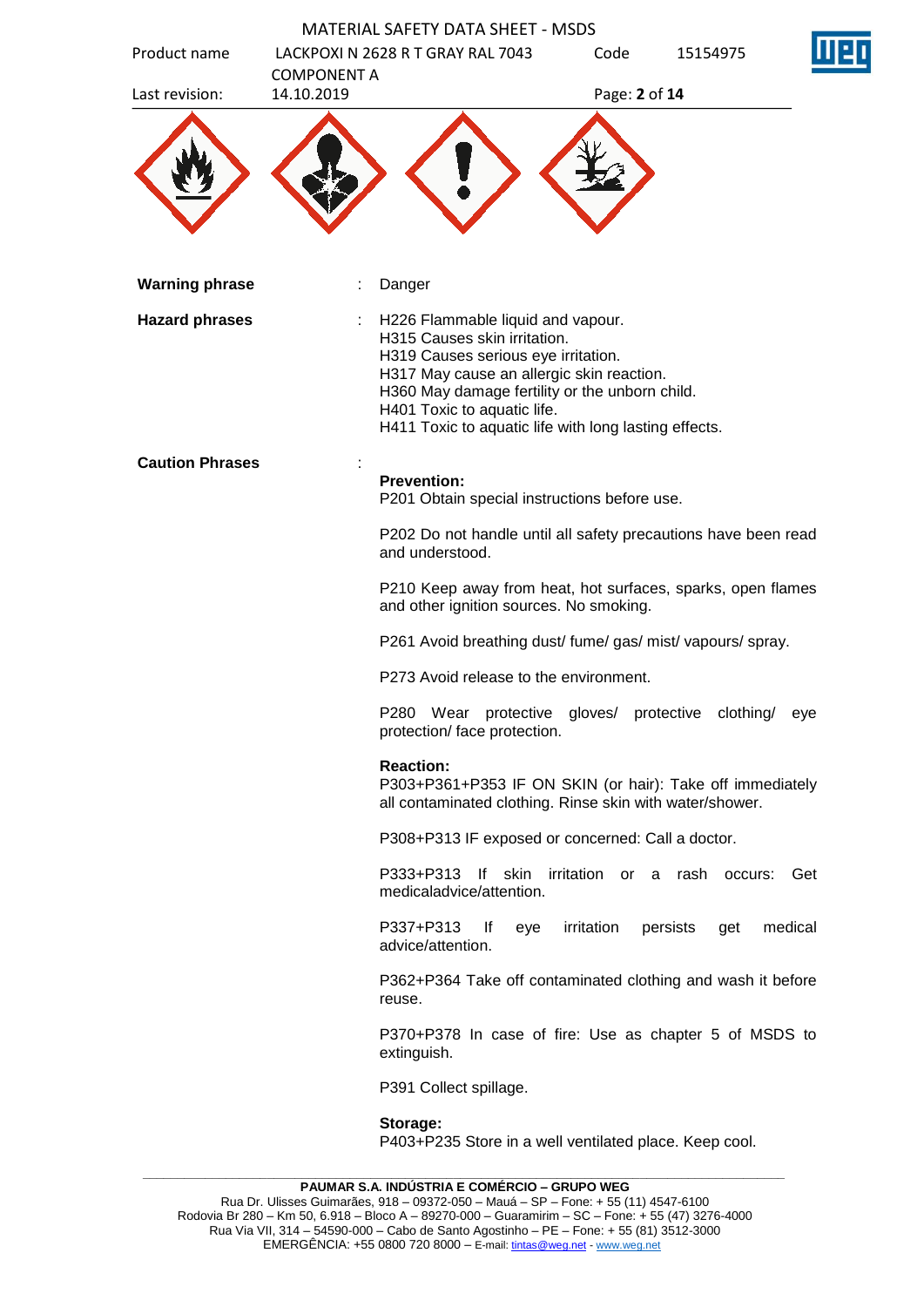**Warning phrase** : Danger

**Hazard phrases** :
H226 Flammable liquid and vapour.
H315 Causes skin irritation.
H319 Causes serious eye irritation.
H317 May cause an allergic skin reaction.
H360 May damage fertility or the unborn child.
H401 Toxic to aquatic life.
H411 Toxic to aquatic life with long lasting effects.

**Caution Phrases** :

**Prevention:**
P201 Obtain special instructions before use.

P202 Do not handle until all safety precautions have been read and understood.

P210 Keep away from heat, hot surfaces, sparks, open flames and other ignition sources. No smoking.

P261 Avoid breathing dust/ fume/ gas/ mist/ vapours/ spray.

P273 Avoid release to the environment.

P280 Wear protective gloves/ protective clothing/ eye protection/ face protection.

**Reaction:**
P303+P361+P353 IF ON SKIN (or hair): Take off immediately all contaminated clothing. Rinse skin with water/shower.

P308+P313 IF exposed or concerned: Call a doctor.

P333+P313 If skin irritation or a rash occurs: Get medicaladvice/attention.

P337+P313 If eye irritation persists get medical advice/attention.

P362+P364 Take off contaminated clothing and wash it before reuse.

P370+P378 In case of fire: Use as chapter 5 of MSDS to extinguish.

P391 Collect spillage.

**Storage:**
P403+P235 Store in a well ventilated place. Keep cool.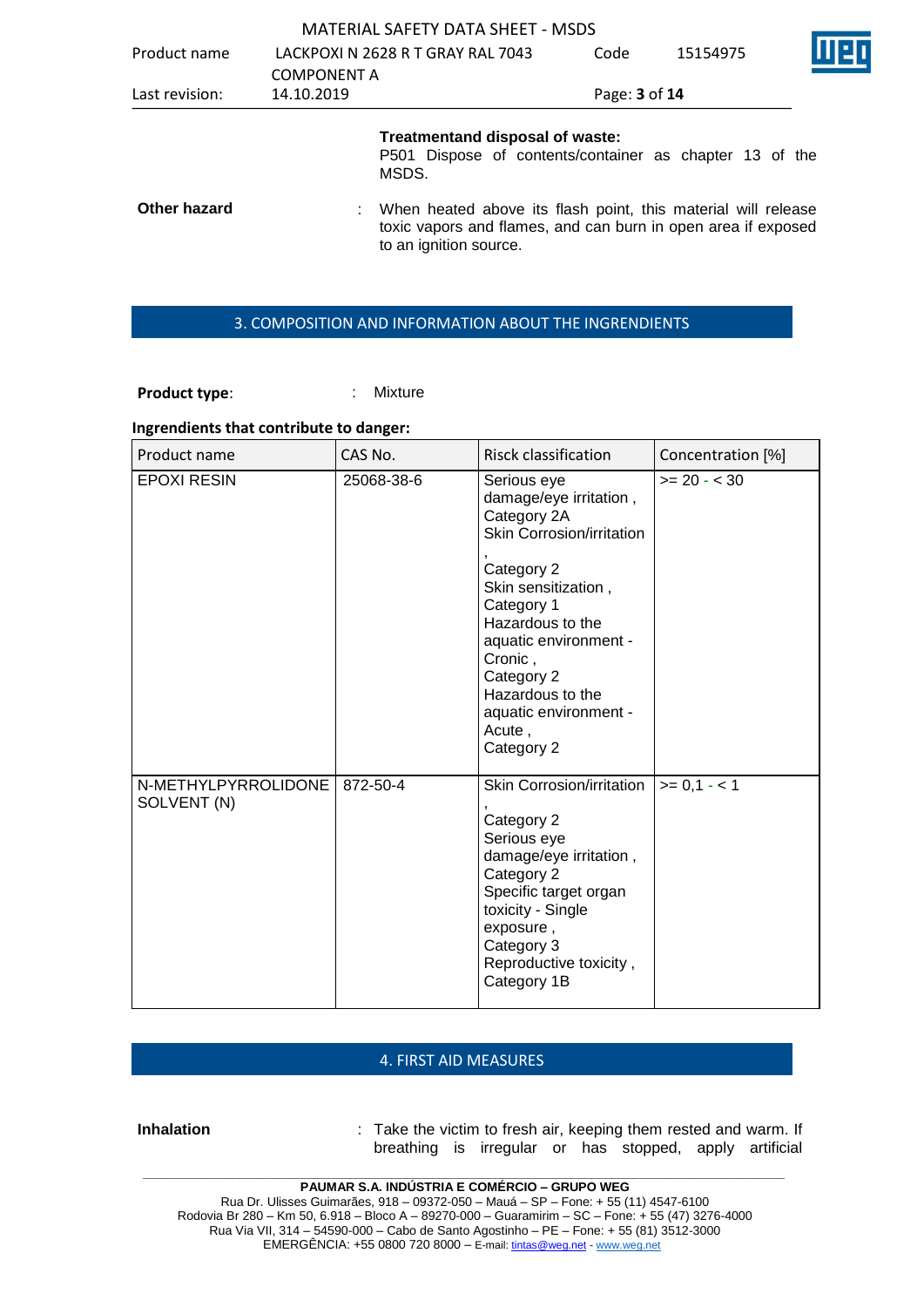**Treatmentand disposal of waste:**
P501 Dispose of contents/container as chapter 13 of the MSDS.

**Other hazard** : When heated above its flash point, this material will release toxic vapors and flames, and can burn in open area if exposed to an ignition source.

## 3. COMPOSITION AND INFORMATION ABOUT THE INGRENDIENTS

**Product type**: : Mixture

**Ingrendients that contribute to danger:**

| Product name | CAS No. | Risck classification | Concentration [%] |
|---|---|---|---|
| EPOXI RESIN | 25068-38-6 | Serious eye damage/eye irritation , Category 2A<br>Skin Corrosion/irritation , Category 2<br>Skin sensitization , Category 1<br>Hazardous to the aquatic environment - Cronic , Category 2<br>Hazardous to the aquatic environment - Acute , Category 2 | >= 20 - < 30 |
| N-METHYLPYRROLIDONE SOLVENT (N) | 872-50-4 | Skin Corrosion/irritation , Category 2<br>Serious eye damage/eye irritation , Category 2<br>Specific target organ toxicity - Single exposure , Category 3<br>Reproductive toxicity , Category 1B | >= 0,1 - < 1 |

## 4. FIRST AID MEASURES

**Inhalation** : Take the victim to fresh air, keeping them rested and warm. If breathing is irregular or has stopped, apply artificial

PAUMAR S.A. INDÚSTRIA E COMÉRCIO – GRUPO WEG
Rua Dr. Ulisses Guimarães, 918 – 09372-050 – Mauá – SP – Fone: + 55 (11) 4547-6100
Rodovia Br 280 – Km 50, 6.918 – Bloco A – 89270-000 – Guaramirim – SC – Fone: + 55 (47) 3276-4000
Rua Via VII, 314 – 54590-000 – Cabo de Santo Agostinho – PE – Fone: + 55 (81) 3512-3000
EMERGÊNCIA: +55 0800 720 8000 – E-mail: tintas@weg.net - www.weg.net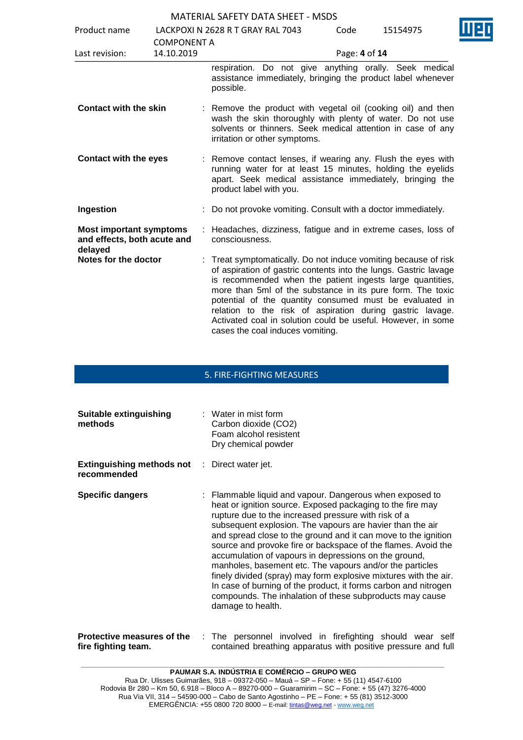respiration. Do not give anything orally. Seek medical assistance immediately, bringing the product label whenever possible.

**Contact with the skin** : Remove the product with vegetal oil (cooking oil) and then wash the skin thoroughly with plenty of water. Do not use solvents or thinners. Seek medical attention in case of any irritation or other symptoms.

**Contact with the eyes** : Remove contact lenses, if wearing any. Flush the eyes with running water for at least 15 minutes, holding the eyelids apart. Seek medical assistance immediately, bringing the product label with you.

**Ingestion** : Do not provoke vomiting. Consult with a doctor immediately.

**Most important symptoms and effects, both acute and delayed** : Headaches, dizziness, fatigue and in extreme cases, loss of consciousness.

**Notes for the doctor** : Treat symptomatically. Do not induce vomiting because of risk of aspiration of gastric contents into the lungs. Gastric lavage is recommended when the patient ingests large quantities, more than 5ml of the substance in its pure form. The toxic potential of the quantity consumed must be evaluated in relation to the risk of aspiration during gastric lavage. Activated coal in solution could be useful. However, in some cases the coal induces vomiting.

## 5. FIRE-FIGHTING MEASURES

**Suitable extinguishing methods** : Water in mist form
Carbon dioxide ($CO_2$)
Foam alcohol resistent
Dry chemical powder

**Extinguishing methods not recommended** : Direct water jet.

**Specific dangers** : Flammable liquid and vapour. Dangerous when exposed to heat or ignition source. Exposed packaging to the fire may rupture due to the increased pressure with risk of a subsequent explosion. The vapours are havier than the air and spread close to the ground and it can move to the ignition source and provoke fire or backspace of the flames. Avoid the accumulation of vapours in depressions on the ground, manholes, basement etc. The vapours and/or the particles finely divided (spray) may form explosive mixtures with the air. In case of burning of the product, it forms carbon and nitrogen compounds. The inhalation of these subproducts may cause damage to health.

**Protective measures of the fire fighting team.** : The personnel involved in firefighting should wear self contained breathing apparatus with positive pressure and full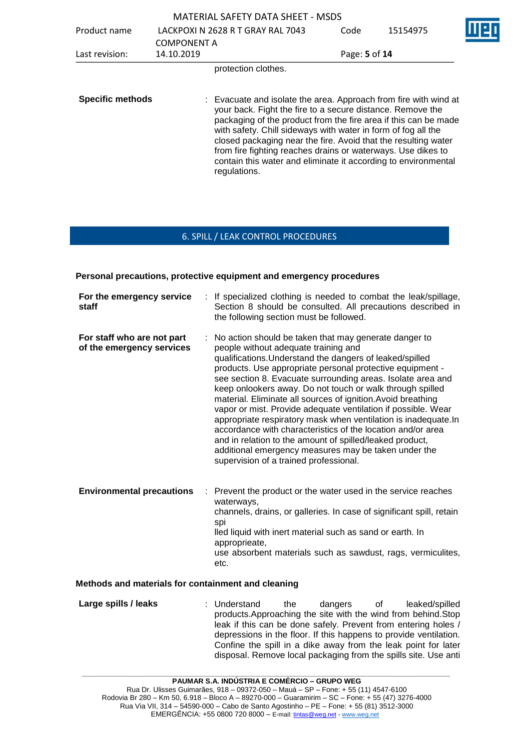protection clothes.

| | | |
|---|---|---|
| **Specific methods** | : | Evacuate and isolate the area. Approach from fire with wind at your back. Fight the fire to a secure distance. Remove the packaging of the product from the fire area if this can be made with safety. Chill sideways with water in form of fog all the closed packaging near the fire. Avoid that the resulting water from fire fighting reaches drains or waterways. Use dikes to contain this water and eliminate it according to environmental regulations. |

## 6. SPILL / LEAK CONTROL PROCEDURES

### Personal precautions, protective equipment and emergency procedures

| | | |
|---|---|---|
| **For the emergency service staff** | : | If specialized clothing is needed to combat the leak/spillage, Section 8 should be consulted. All precautions described in the following section must be followed. |
| **For staff who are not part of the emergency services** | : | No action should be taken that may generate danger to people without adequate training and qualifications.Understand the dangers of leaked/spilled products. Use appropriate personal protective equipment - see section 8. Evacuate surrounding areas. Isolate area and keep onlookers away. Do not touch or walk through spilled material. Eliminate all sources of ignition.Avoid breathing vapor or mist. Provide adequate ventilation if possible. Wear appropriate respiratory mask when ventilation is inadequate.In accordance with characteristics of the location and/or area and in relation to the amount of spilled/leaked product, additional emergency measures may be taken under the supervision of a trained professional. |
| **Environmental precautions** | : | Prevent the product or the water used in the service reaches waterways, channels, drains, or galleries. In case of significant spill, retain spi lled liquid with inert material such as sand or earth. In approprieate, use absorbent materials such as sawdust, rags, vermiculites, etc. |

### Methods and materials for containment and cleaning

| | | |
|---|---|---|
| **Large spills / leaks** | : | Understand the dangers of leaked/spilled products.Approaching the site with the wind from behind.Stop leak if this can be done safely. Prevent from entering holes / depressions in the floor. If this happens to provide ventilation. Confine the spill in a dike away from the leak point for later disposal. Remove local packaging from the spills site. Use anti |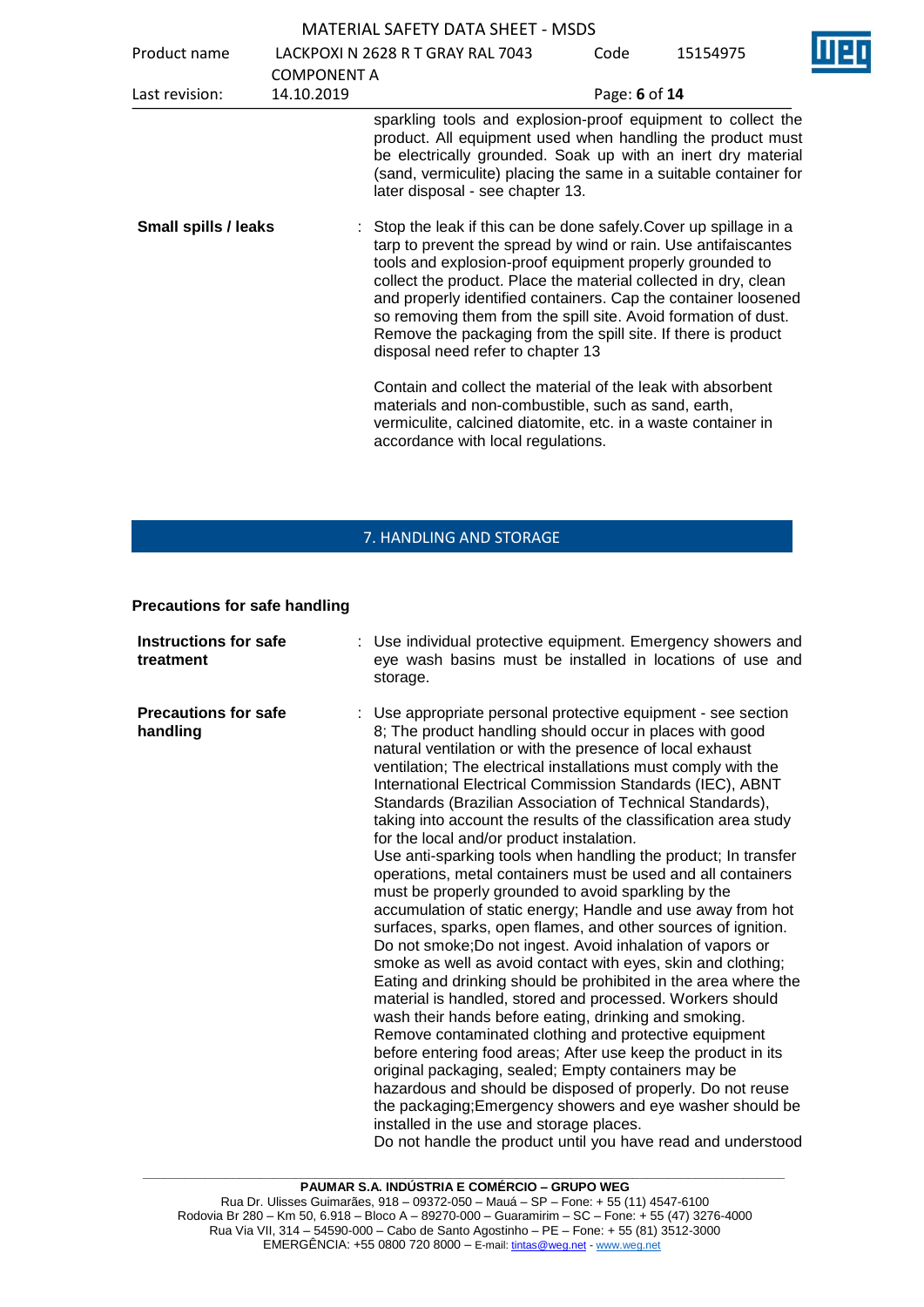sparkling tools and explosion-proof equipment to collect the product. All equipment used when handling the product must be electrically grounded. Soak up with an inert dry material (sand, vermiculite) placing the same in a suitable container for later disposal - see chapter 13.

**Small spills / leaks** : Stop the leak if this can be done safely.Cover up spillage in a tarp to prevent the spread by wind or rain. Use antifaiscantes tools and explosion-proof equipment properly grounded to collect the product. Place the material collected in dry, clean and properly identified containers. Cap the container loosened so removing them from the spill site. Avoid formation of dust. Remove the packaging from the spill site. If there is product disposal need refer to chapter 13

Contain and collect the material of the leak with absorbent materials and non-combustible, such as sand, earth, vermiculite, calcined diatomite, etc. in a waste container in accordance with local regulations.

## 7. HANDLING AND STORAGE

### Precautions for safe handling

**Instructions for safe treatment** : Use individual protective equipment. Emergency showers and eye wash basins must be installed in locations of use and storage.

**Precautions for safe handling** : Use appropriate personal protective equipment - see section 8; The product handling should occur in places with good natural ventilation or with the presence of local exhaust ventilation; The electrical installations must comply with the International Electrical Commission Standards (IEC), ABNT Standards (Brazilian Association of Technical Standards), taking into account the results of the classification area study for the local and/or product instalation.
Use anti-sparking tools when handling the product; In transfer operations, metal containers must be used and all containers must be properly grounded to avoid sparkling by the accumulation of static energy; Handle and use away from hot surfaces, sparks, open flames, and other sources of ignition. Do not smoke;Do not ingest. Avoid inhalation of vapors or smoke as well as avoid contact with eyes, skin and clothing; Eating and drinking should be prohibited in the area where the material is handled, stored and processed. Workers should wash their hands before eating, drinking and smoking. Remove contaminated clothing and protective equipment before entering food areas; After use keep the product in its original packaging, sealed; Empty containers may be hazardous and should be disposed of properly. Do not reuse the packaging;Emergency showers and eye washer should be installed in the use and storage places.
Do not handle the product until you have read and understood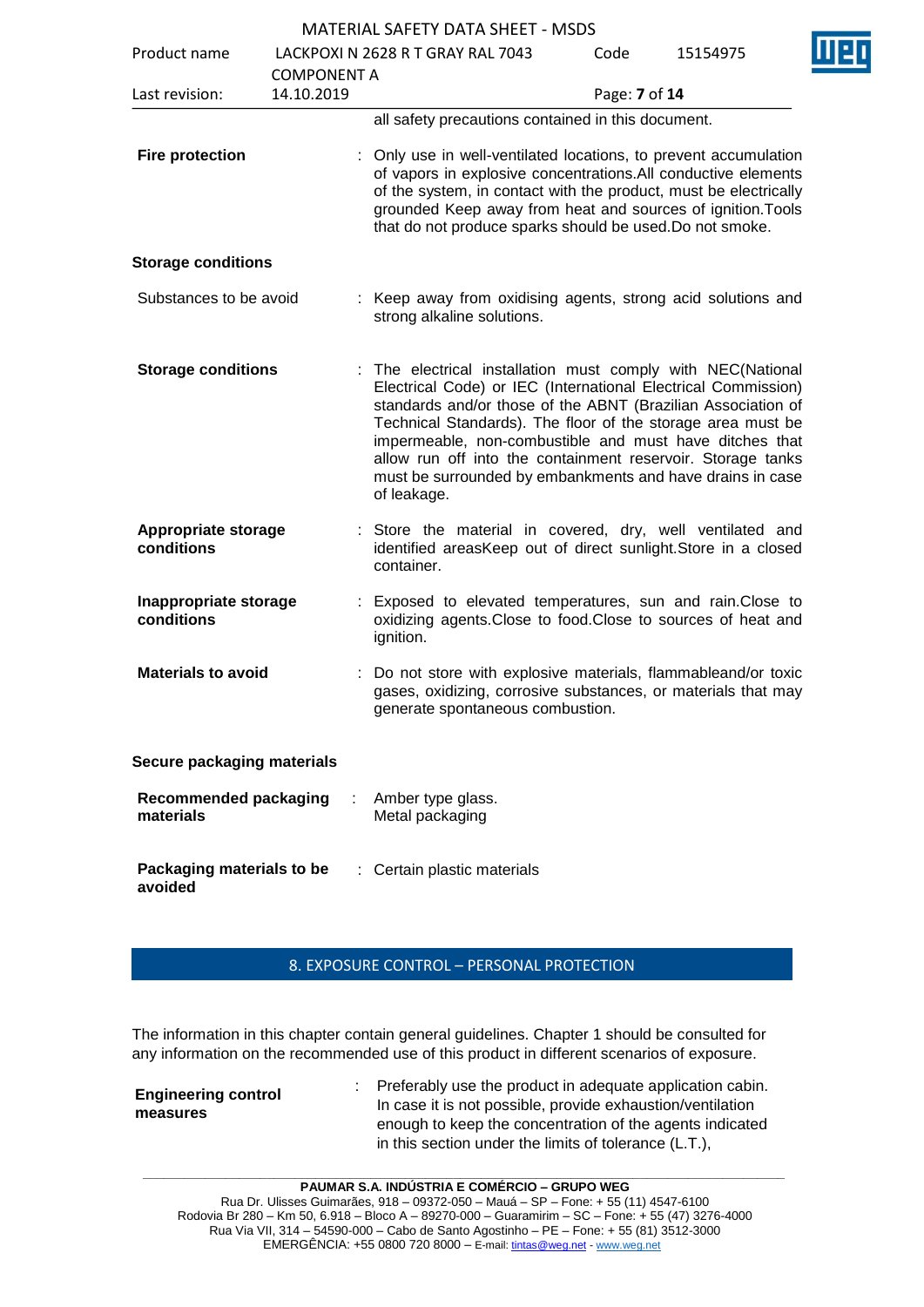all safety precautions contained in this document.

| | | |
|---|---|---|
| **Fire protection** | : | Only use in well-ventilated locations, to prevent accumulation of vapors in explosive concentrations.All conductive elements of the system, in contact with the product, must be electrically grounded Keep away from heat and sources of ignition.Tools that do not produce sparks should be used.Do not smoke. |

**Storage conditions**

| | | |
|---|---|---|
| Substances to be avoid | : | Keep away from oxidising agents, strong acid solutions and strong alkaline solutions. |
| **Storage conditions** | : | The electrical installation must comply with NEC(National Electrical Code) or IEC (International Electrical Commission) standards and/or those of the ABNT (Brazilian Association of Technical Standards). The floor of the storage area must be impermeable, non-combustible and must have ditches that allow run off into the containment reservoir. Storage tanks must be surrounded by embankments and have drains in case of leakage. |
| **Appropriate storage conditions** | : | Store the material in covered, dry, well ventilated and identified areasKeep out of direct sunlight.Store in a closed container. |
| **Inappropriate storage conditions** | : | Exposed to elevated temperatures, sun and rain.Close to oxidizing agents.Close to food.Close to sources of heat and ignition. |
| **Materials to avoid** | : | Do not store with explosive materials, flammableand/or toxic gases, oxidizing, corrosive substances, or materials that may generate spontaneous combustion. |

**Secure packaging materials**

| | | |
|---|---|---|
| **Recommended packaging materials** | : | Amber type glass.<br>Metal packaging |
| **Packaging materials to be avoided** | : | Certain plastic materials |

## 8. EXPOSURE CONTROL – PERSONAL PROTECTION

The information in this chapter contain general guidelines. Chapter 1 should be consulted for any information on the recommended use of this product in different scenarios of exposure.

| | | |
|---|---|---|
| **Engineering control measures** | : | Preferably use the product in adequate application cabin. In case it is not possible, provide exhaustion/ventilation enough to keep the concentration of the agents indicated in this section under the limits of tolerance (L.T.), |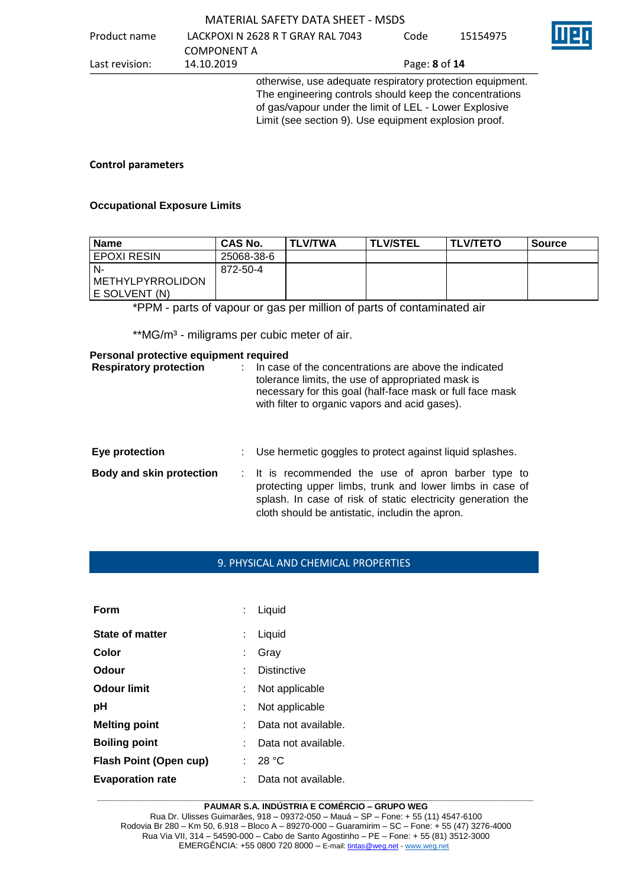otherwise, use adequate respiratory protection equipment. The engineering controls should keep the concentrations of gas/vapour under the limit of LEL - Lower Explosive Limit (see section 9). Use equipment explosion proof.

**Control parameters**

**Occupational Exposure Limits**

| Name | CAS No. | TLV/TWA | TLV/STEL | TLV/TETO | Source |
|---|---|---|---|---|---|
| EPOXI RESIN | 25068-38-6 | | | | |
| N-METHYLPYRROLIDONE SOLVENT (N) | 872-50-4 | | | | |

*PPM - parts of vapour or gas per million of parts of contaminated air

**MG/m³ - miligrams per cubic meter of air.

**Personal protective equipment required**

**Respiratory protection** : In case of the concentrations are above the indicated tolerance limits, the use of appropriated mask is necessary for this goal (half-face mask or full face mask with filter to organic vapors and acid gases).

**Eye protection** : Use hermetic goggles to protect against liquid splashes.

**Body and skin protection** : It is recommended the use of apron barber type to protecting upper limbs, trunk and lower limbs in case of splash. In case of risk of static electricity generation the cloth should be antistatic, includin the apron.

## 9. PHYSICAL AND CHEMICAL PROPERTIES

**Form** : Liquid

**State of matter** : Liquid

**Color** : Gray

**Odour** : Distinctive

**Odour limit** : Not applicable

**pH** : Not applicable

**Melting point** : Data not available.

**Boiling point** : Data not available.

**Flash Point (Open cup)** : 28 °C

**Evaporation rate** : Data not available.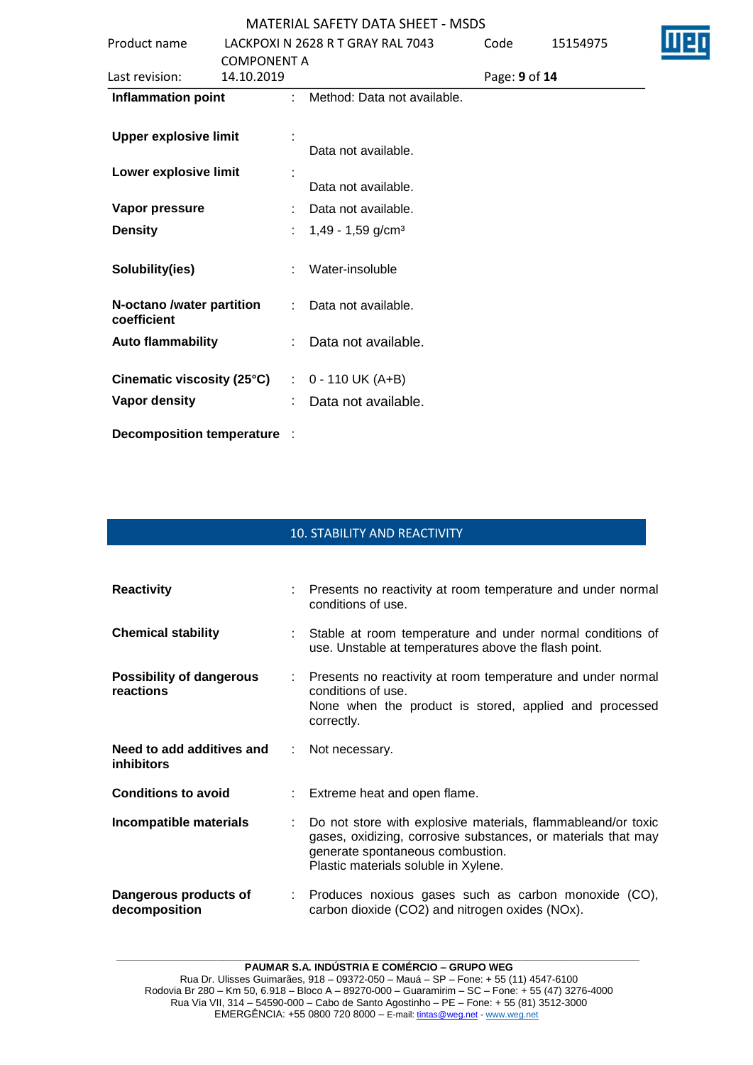| | | |
|---|---|---|
| **Inflammation point** | : | Method: Data not available. |
| **Upper explosive limit** | : | Data not available. |
| **Lower explosive limit** | : | Data not available. |
| **Vapor pressure** | : | Data not available. |
| **Density** | : | 1,49 - 1,59 g/cm³ |
| **Solubility(ies)** | : | Water-insoluble |
| **N-octano /water partition coefficient** | : | Data not available. |
| **Auto flammability** | : | Data not available. |
| **Cinematic viscosity (25°C)** | : | 0 - 110 UK (A+B) |
| **Vapor density** | : | Data not available. |
| **Decomposition temperature** | : | |

## 10. STABILITY AND REACTIVITY

| | | |
|---|---|---|
| **Reactivity** | : | Presents no reactivity at room temperature and under normal conditions of use. |
| **Chemical stability** | : | Stable at room temperature and under normal conditions of use. Unstable at temperatures above the flash point. |
| **Possibility of dangerous reactions** | : | Presents no reactivity at room temperature and under normal conditions of use.<br>None when the product is stored, applied and processed correctly. |
| **Need to add additives and inhibitors** | : | Not necessary. |
| **Conditions to avoid** | : | Extreme heat and open flame. |
| **Incompatible materials** | : | Do not store with explosive materials, flammableand/or toxic gases, oxidizing, corrosive substances, or materials that may generate spontaneous combustion.<br>Plastic materials soluble in Xylene. |
| **Dangerous products of decomposition** | : | Produces noxious gases such as carbon monoxide (CO), carbon dioxide ($CO_2$) and nitrogen oxides ($NO_x$). |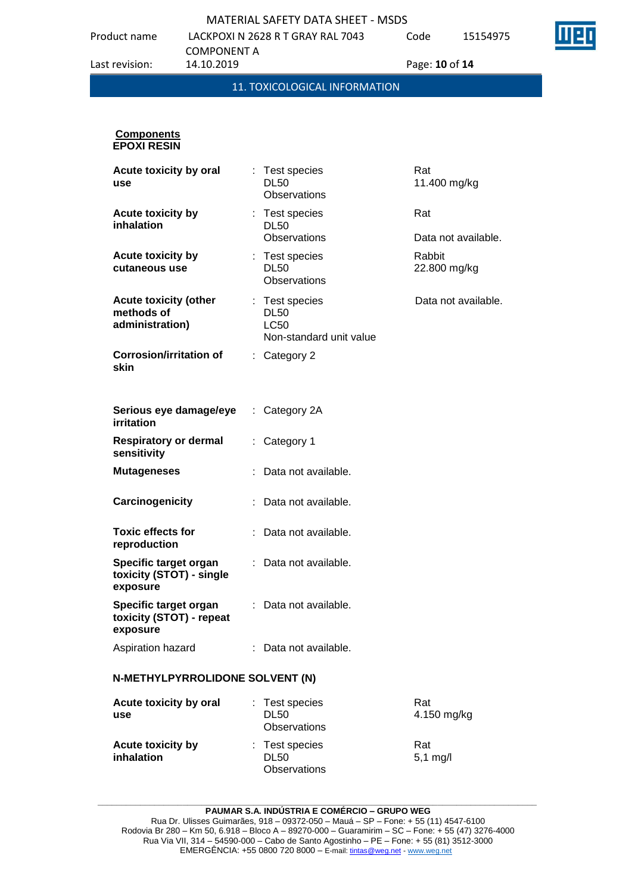## 11. TOXICOLOGICAL INFORMATION

**Components**
**EPOXI RESIN**

| | | | |
|---|---|---|---|
| **Acute toxicity by oral use** | : | Test species<br>DL50<br>Observations | Rat<br>11.400 mg/kg |
| **Acute toxicity by inhalation** | : | Test species<br>DL50<br>Observations | Rat<br><br>Data not available. |
| **Acute toxicity by cutaneous use** | : | Test species<br>DL50<br>Observations | Rabbit<br>22.800 mg/kg |
| **Acute toxicity (other methods of administration)** | : | Test species<br>DL50<br>LC50<br>Non-standard unit value | Data not available. |
| **Corrosion/irritation of skin** | : | Category 2 | |
| **Serious eye damage/eye irritation** | : | Category 2A | |
| **Respiratory or dermal sensitivity** | : | Category 1 | |
| **Mutageneses** | : | Data not available. | |
| **Carcinogenicity** | : | Data not available. | |
| **Toxic effects for reproduction** | : | Data not available. | |
| **Specific target organ toxicity (STOT) - single exposure** | : | Data not available. | |
| **Specific target organ toxicity (STOT) - repeat exposure** | : | Data not available. | |
| Aspiration hazard | : | Data not available. | |

**N-METHYLPYRROLIDONE SOLVENT (N)**

| | | | |
|---|---|---|---|
| **Acute toxicity by oral use** | : | Test species<br>DL50<br>Observations | Rat<br>4.150 mg/kg |
| **Acute toxicity by inhalation** | : | Test species<br>DL50<br>Observations | Rat<br>5,1 mg/l |

**PAUMAR S.A. INDÚSTRIA E COMÉRCIO – GRUPO WEG**
Rua Dr. Ulisses Guimarães, 918 – 09372-050 – Mauá – SP – Fone: + 55 (11) 4547-6100
Rodovia Br 280 – Km 50, 6.918 – Bloco A – 89270-000 – Guaramirim – SC – Fone: + 55 (47) 3276-4000
Rua Via VII, 314 – 54590-000 – Cabo de Santo Agostinho – PE – Fone: + 55 (81) 3512-3000
EMERGÊNCIA: +55 0800 720 8000 – E-mail: tintas@weg.net - www.weg.net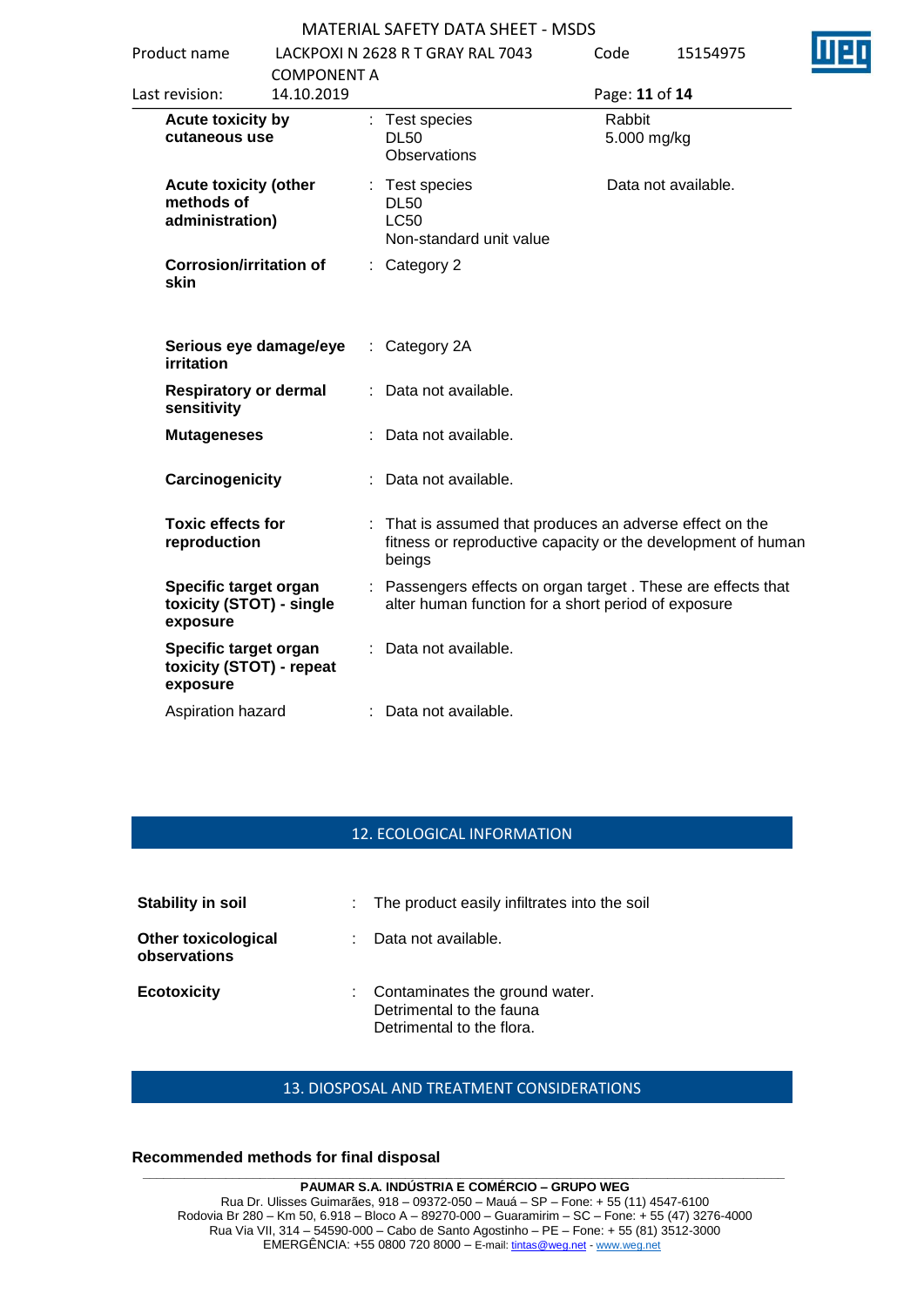| | | | |
|---|---|---|---|
| **Acute toxicity by cutaneous use** | : | Test species<br>DL50<br>Observations | Rabbit<br>5.000 mg/kg |
| **Acute toxicity (other methods of administration)** | : | Test species<br>DL50<br>LC50<br>Non-standard unit value | Data not available. |
| **Corrosion/irritation of skin** | : | Category 2 | |
| **Serious eye damage/eye irritation** | : | Category 2A | |
| **Respiratory or dermal sensitivity** | : | Data not available. | |
| **Mutageneses** | : | Data not available. | |
| **Carcinogenicity** | : | Data not available. | |
| **Toxic effects for reproduction** | : | That is assumed that produces an adverse effect on the fitness or reproductive capacity or the development of human beings | |
| **Specific target organ toxicity (STOT) - single exposure** | : | Passengers effects on organ target . These are effects that alter human function for a short period of exposure | |
| **Specific target organ toxicity (STOT) - repeat exposure** | : | Data not available. | |
| Aspiration hazard | : | Data not available. | |

## 12. ECOLOGICAL INFORMATION

| | | |
|---|---|---|
| **Stability in soil** | : | The product easily infiltrates into the soil |
| **Other toxicological observations** | : | Data not available. |
| **Ecotoxicity** | : | Contaminates the ground water.<br>Detrimental to the fauna<br>Detrimental to the flora. |

## 13. DIOSPOSAL AND TREATMENT CONSIDERATIONS

**Recommended methods for final disposal**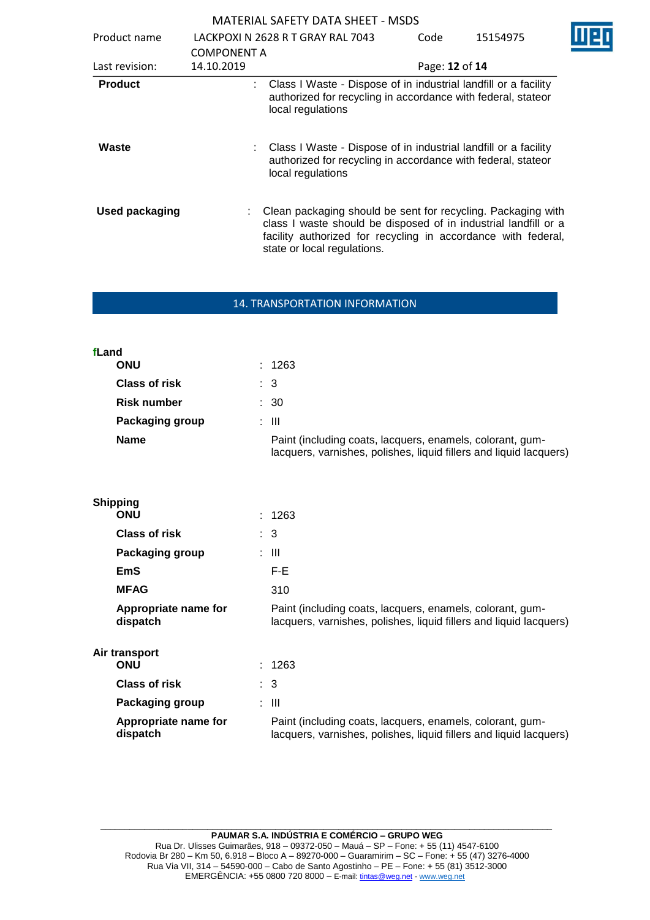**Product** : Class I Waste - Dispose of in industrial landfill or a facility authorized for recycling in accordance with federal, stateor local regulations

**Waste** : Class I Waste - Dispose of in industrial landfill or a facility authorized for recycling in accordance with federal, stateor local regulations

**Used packaging** : Clean packaging should be sent for recycling. Packaging with class I waste should be disposed of in industrial landfill or a facility authorized for recycling in accordance with federal, state or local regulations.

## 14. TRANSPORTATION INFORMATION

**fLand**

| | |
|---|---|
| **ONU** | : 1263 |
| **Class of risk** | : 3 |
| **Risk number** | : 30 |
| **Packaging group** | : III |
| **Name** | Paint (including coats, lacquers, enamels, colorant, gum-lacquers, varnishes, polishes, liquid fillers and liquid lacquers) |

**Shipping**

| | |
|---|---|
| **ONU** | : 1263 |
| **Class of risk** | : 3 |
| **Packaging group** | : III |
| **EmS** | F-E |
| **MFAG** | 310 |
| **Appropriate name for dispatch** | Paint (including coats, lacquers, enamels, colorant, gum-lacquers, varnishes, polishes, liquid fillers and liquid lacquers) |

**Air transport**

| | |
|---|---|
| **ONU** | : 1263 |
| **Class of risk** | : 3 |
| **Packaging group** | : III |
| **Appropriate name for dispatch** | Paint (including coats, lacquers, enamels, colorant, gum-lacquers, varnishes, polishes, liquid fillers and liquid lacquers) |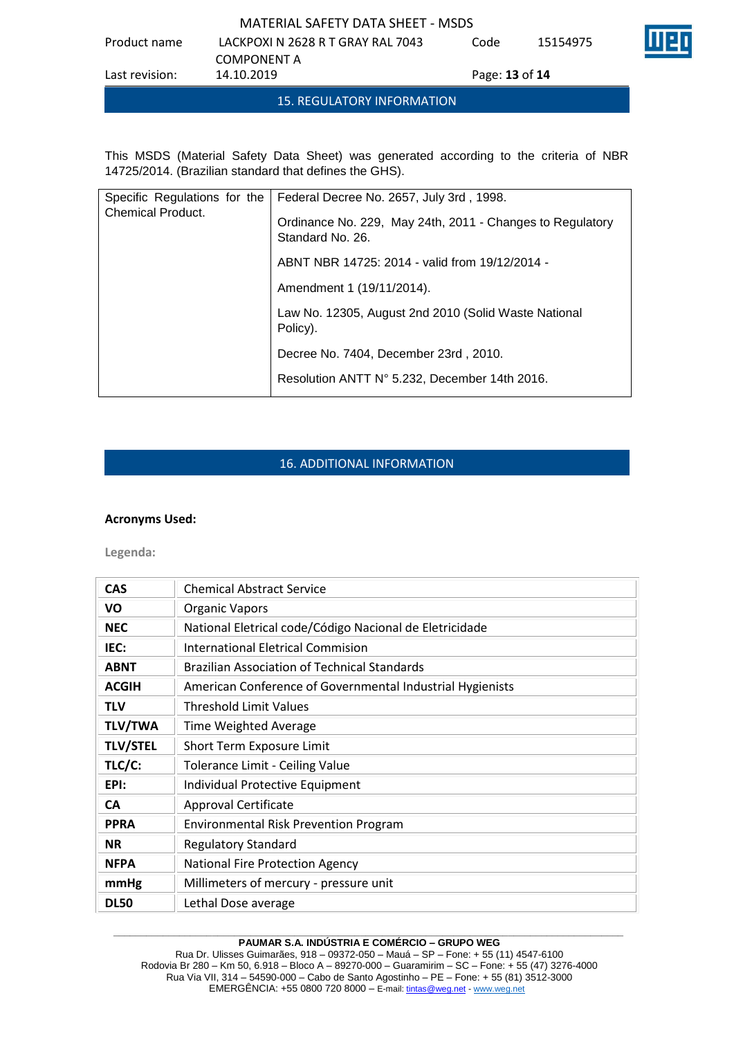## 15. REGULATORY INFORMATION

This MSDS (Material Safety Data Sheet) was generated according to the criteria of NBR 14725/2014. (Brazilian standard that defines the GHS).

| Specific Regulations for the Chemical Product. | Federal Decree No. 2657, July 3rd , 1998.<br><br>Ordinance No. 229, May 24th, 2011 - Changes to Regulatory Standard No. 26.<br><br>ABNT NBR 14725: 2014 - valid from 19/12/2014 -<br><br>Amendment 1 (19/11/2014).<br><br>Law No. 12305, August 2nd 2010 (Solid Waste National Policy).<br><br>Decree No. 7404, December 23rd , 2010.<br><br>Resolution ANTT N° 5.232, December 14th 2016. |
|---|---|

## 16. ADDITIONAL INFORMATION

**Acronyms Used:**

**Legenda:**

| | |
|---|---|
| **CAS** | Chemical Abstract Service |
| **VO** | Organic Vapors |
| **NEC** | National Eletrical code/Código Nacional de Eletricidade |
| **IEC:** | International Eletrical Commision |
| **ABNT** | Brazilian Association of Technical Standards |
| **ACGIH** | American Conference of Governmental Industrial Hygienists |
| **TLV** | Threshold Limit Values |
| **TLV/TWA** | Time Weighted Average |
| **TLV/STEL** | Short Term Exposure Limit |
| **TLC/C:** | Tolerance Limit - Ceiling Value |
| **EPI:** | Individual Protective Equipment |
| **CA** | Approval Certificate |
| **PPRA** | Environmental Risk Prevention Program |
| **NR** | Regulatory Standard |
| **NFPA** | National Fire Protection Agency |
| **mmHg** | Millimeters of mercury - pressure unit |
| **DL50** | Lethal Dose average |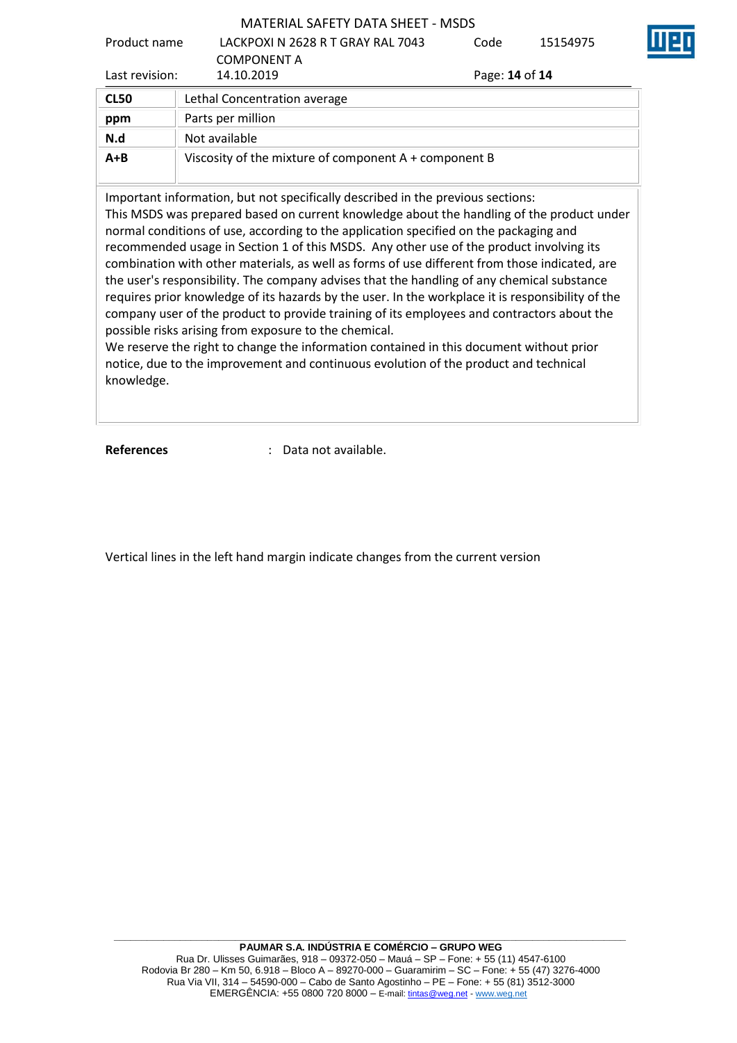| | |
|---|---|
| **CL50** | Lethal Concentration average |
| **ppm** | Parts per million |
| **N.d** | Not available |
| **A+B** | Viscosity of the mixture of component A + component B |

Important information, but not specifically described in the previous sections:
This MSDS was prepared based on current knowledge about the handling of the product under normal conditions of use, according to the application specified on the packaging and recommended usage in Section 1 of this MSDS. Any other use of the product involving its combination with other materials, as well as forms of use different from those indicated, are the user's responsibility. The company advises that the handling of any chemical substance requires prior knowledge of its hazards by the user. In the workplace it is responsibility of the company user of the product to provide training of its employees and contractors about the possible risks arising from exposure to the chemical.
We reserve the right to change the information contained in this document without prior notice, due to the improvement and continuous evolution of the product and technical knowledge.

**References** : Data not available.

Vertical lines in the left hand margin indicate changes from the current version